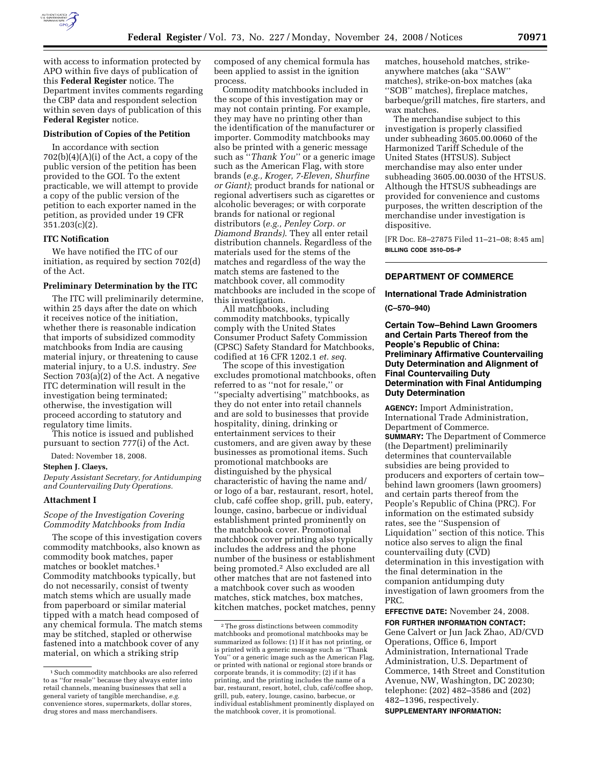with access to information protected by APO within five days of publication of this **Federal Register** notice. The Department invites comments regarding the CBP data and respondent selection within seven days of publication of this **Federal Register** notice.

### Distribution of Copies of the Petition

In accordance with section 702(b)(4)(A)(i) of the Act, a copy of the public version of the petition has been provided to the GOI. To the extent practicable, we will attempt to provide a copy of the public version of the petition to each exporter named in the petition, as provided under 19 CFR 351.203(c)(2).

### ITC Notification

We have notified the ITC of our initiation, as required by section 702(d) of the Act.

### Preliminary Determination by the ITC

The ITC will preliminarily determine, within 25 days after the date on which it receives notice of the initiation, whether there is reasonable indication that imports of subsidized commodity matchbooks from India are causing material injury, or threatening to cause material injury, to a U.S. industry. *See* Section 703(a)(2) of the Act. A negative ITC determination will result in the investigation being terminated; otherwise, the investigation will proceed according to statutory and regulatory time limits.

This notice is issued and published pursuant to section 777(i) of the Act.

Dated: November 18, 2008.

**Stephen J. Claeys,**

*Deputy Assistant Secretary, for Antidumping and Countervailing Duty Operations.*

### Attachment I

*Scope of the Investigation Covering Commodity Matchbooks from India*

The scope of this investigation covers commodity matchbooks, also known as commodity book matches, paper matches or booklet matches.[1] Commodity matchbooks typically, but do not necessarily, consist of twenty match stems which are usually made from paperboard or similar material tipped with a match head composed of any chemical formula. The match stems may be stitched, stapled or otherwise fastened into a matchbook cover of any material, on which a striking strip composed of any chemical formula has been applied to assist in the ignition process.

Commodity matchbooks included in the scope of this investigation may or may not contain printing. For example, they may have no printing other than the identification of the manufacturer or importer. Commodity matchbooks may also be printed with a generic message such as ''*Thank You*'' or a generic image such as the American Flag, with store brands (*e.g., Kroger, 7-Eleven, Shurfine or Giant)*; product brands for national or regional advertisers such as cigarettes or alcoholic beverages; or with corporate brands for national or regional distributors (*e.g., Penley Corp. or Diamond Brands)*. They all enter retail distribution channels. Regardless of the materials used for the stems of the matches and regardless of the way the match stems are fastened to the matchbook cover, all commodity matchbooks are included in the scope of this investigation.

All matchbooks, including commodity matchbooks, typically comply with the United States Consumer Product Safety Commission (CPSC) Safety Standard for Matchbooks, codified at 16 CFR 1202.1 *et. seq*.

The scope of this investigation excludes promotional matchbooks, often referred to as ''not for resale,'' or ''specialty advertising'' matchbooks, as they do not enter into retail channels and are sold to businesses that provide hospitality, dining, drinking or entertainment services to their customers, and are given away by these businesses as promotional items. Such promotional matchbooks are distinguished by the physical characteristic of having the name and/or logo of a bar, restaurant, resort, hotel, club, café coffee shop, grill, pub, eatery, lounge, casino, barbecue or individual establishment printed prominently on the matchbook cover. Promotional matchbook cover printing also typically includes the address and the phone number of the business or establishment being promoted.[2] Also excluded are all other matches that are not fastened into a matchbook cover such as wooden matches, stick matches, box matches, kitchen matches, pocket matches, penny matches, household matches, strike-anywhere matches (aka ''SAW'' matches), strike-on-box matches (aka ''SOB'' matches), fireplace matches, barbeque/grill matches, fire starters, and wax matches.

The merchandise subject to this investigation is properly classified under subheading 3605.00.0060 of the Harmonized Tariff Schedule of the United States (HTSUS). Subject merchandise may also enter under subheading 3605.00.0030 of the HTSUS. Although the HTSUS subheadings are provided for convenience and customs purposes, the written description of the merchandise under investigation is dispositive.

[1] Such commodity matchbooks are also referred to as ''for resale'' because they always enter into retail channels, meaning businesses that sell a general variety of tangible merchandise, *e.g.* convenience stores, supermarkets, dollar stores, drug stores and mass merchandisers.

[2] The gross distinctions between commodity matchbooks and promotional matchbooks may be summarized as follows: (1) If it has not printing, or is printed with a generic message such as ''Thank You'' or a generic image such as the American Flag, or printed with national or regional store brands or corporate brands, it is commodity; (2) if it has printing, and the printing includes the name of a bar, restaurant, resort, hotel, club, café/coffee shop, grill, pub, eatery, lounge, casino, barbecue, or individual establishment prominently displayed on the matchbook cover, it is promotional.

[FR Doc. E8–27875 Filed 11–21–08; 8:45 am]

**BILLING CODE 3510–DS–P**

---

## DEPARTMENT OF COMMERCE

### International Trade Administration

**(C–570–940)**

### Certain Tow–Behind Lawn Groomers and Certain Parts Thereof from the People's Republic of China: Preliminary Affirmative Countervailing Duty Determination and Alignment of Final Countervailing Duty Determination with Final Antidumping Duty Determination

**AGENCY:** Import Administration, International Trade Administration, Department of Commerce.

**SUMMARY:** The Department of Commerce (the Department) preliminarily determines that countervailable subsidies are being provided to producers and exporters of certain tow–behind lawn groomers (lawn groomers) and certain parts thereof from the People's Republic of China (PRC). For information on the estimated subsidy rates, see the ''Suspension of Liquidation'' section of this notice. This notice also serves to align the final countervailing duty (CVD) determination in this investigation with the final determination in the companion antidumping duty investigation of lawn groomers from the PRC.

**EFFECTIVE DATE:** November 24, 2008.

**FOR FURTHER INFORMATION CONTACT:** Gene Calvert or Jun Jack Zhao, AD/CVD Operations, Office 6, Import Administration, International Trade Administration, U.S. Department of Commerce, 14th Street and Constitution Avenue, NW, Washington, DC 20230; telephone: (202) 482–3586 and (202) 482–1396, respectively.

**SUPPLEMENTARY INFORMATION:**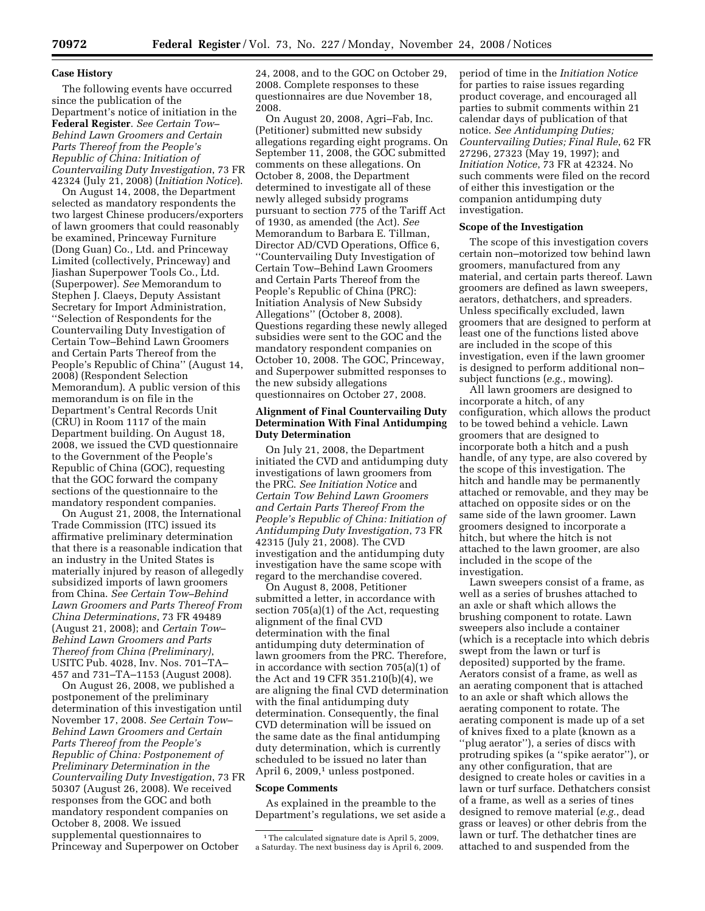### Case History

The following events have occurred since the publication of the Department's notice of initiation in the **Federal Register**. *See Certain Tow–Behind Lawn Groomers and Certain Parts Thereof from the People's Republic of China: Initiation of Countervailing Duty Investigation*, 73 FR 42324 (July 21, 2008) (*Initiation Notice*).

On August 14, 2008, the Department selected as mandatory respondents the two largest Chinese producers/exporters of lawn groomers that could reasonably be examined, Princeway Furniture (Dong Guan) Co., Ltd. and Princeway Limited (collectively, Princeway) and Jiashan Superpower Tools Co., Ltd. (Superpower). *See* Memorandum to Stephen J. Claeys, Deputy Assistant Secretary for Import Administration, ''Selection of Respondents for the Countervailing Duty Investigation of Certain Tow–Behind Lawn Groomers and Certain Parts Thereof from the People's Republic of China'' (August 14, 2008) (Respondent Selection Memorandum). A public version of this memorandum is on file in the Department's Central Records Unit (CRU) in Room 1117 of the main Department building. On August 18, 2008, we issued the CVD questionnaire to the Government of the People's Republic of China (GOC), requesting that the GOC forward the company sections of the questionnaire to the mandatory respondent companies.

On August 21, 2008, the International Trade Commission (ITC) issued its affirmative preliminary determination that there is a reasonable indication that an industry in the United States is materially injured by reason of allegedly subsidized imports of lawn groomers from China. *See Certain Tow–Behind Lawn Groomers and Parts Thereof From China Determinations*, 73 FR 49489 (August 21, 2008); and *Certain Tow–Behind Lawn Groomers and Parts Thereof from China (Preliminary)*, USITC Pub. 4028, Inv. Nos. 701–TA–457 and 731–TA–1153 (August 2008).

On August 26, 2008, we published a postponement of the preliminary determination of this investigation until November 17, 2008. *See Certain Tow–Behind Lawn Groomers and Certain Parts Thereof from the People's Republic of China: Postponement of Preliminary Determination in the Countervailing Duty Investigation*, 73 FR 50307 (August 26, 2008). We received responses from the GOC and both mandatory respondent companies on October 8, 2008. We issued supplemental questionnaires to Princeway and Superpower on October 24, 2008, and to the GOC on October 29, 2008. Complete responses to these questionnaires are due November 18, 2008.

On August 20, 2008, Agri–Fab, Inc. (Petitioner) submitted new subsidy allegations regarding eight programs. On September 11, 2008, the GOC submitted comments on these allegations. On October 8, 2008, the Department determined to investigate all of these newly alleged subsidy programs pursuant to section 775 of the Tariff Act of 1930, as amended (the Act). *See* Memorandum to Barbara E. Tillman, Director AD/CVD Operations, Office 6, ''Countervailing Duty Investigation of Certain Tow–Behind Lawn Groomers and Certain Parts Thereof from the People's Republic of China (PRC): Initiation Analysis of New Subsidy Allegations'' (October 8, 2008). Questions regarding these newly alleged subsidies were sent to the GOC and the mandatory respondent companies on October 10, 2008. The GOC, Princeway, and Superpower submitted responses to the new subsidy allegations questionnaires on October 27, 2008.

### Alignment of Final Countervailing Duty Determination With Final Antidumping Duty Determination

On July 21, 2008, the Department initiated the CVD and antidumping duty investigations of lawn groomers from the PRC. *See Initiation Notice* and *Certain Tow Behind Lawn Groomers and Certain Parts Thereof From the People's Republic of China: Initiation of Antidumping Duty Investigation*, 73 FR 42315 (July 21, 2008). The CVD investigation and the antidumping duty investigation have the same scope with regard to the merchandise covered.

On August 8, 2008, Petitioner submitted a letter, in accordance with section 705(a)(1) of the Act, requesting alignment of the final CVD determination with the final antidumping duty determination of lawn groomers from the PRC. Therefore, in accordance with section 705(a)(1) of the Act and 19 CFR 351.210(b)(4), we are aligning the final CVD determination with the final antidumping duty determination. Consequently, the final CVD determination will be issued on the same date as the final antidumping duty determination, which is currently scheduled to be issued no later than April 6, 2009,[1] unless postponed.

### Scope Comments

As explained in the preamble to the Department's regulations, we set aside a period of time in the *Initiation Notice* for parties to raise issues regarding product coverage, and encouraged all parties to submit comments within 21 calendar days of publication of that notice. *See Antidumping Duties; Countervailing Duties; Final Rule*, 62 FR 27296, 27323 (May 19, 1997); and *Initiation Notice*, 73 FR at 42324. No such comments were filed on the record of either this investigation or the companion antidumping duty investigation.

### Scope of the Investigation

The scope of this investigation covers certain non–motorized tow behind lawn groomers, manufactured from any material, and certain parts thereof. Lawn groomers are defined as lawn sweepers, aerators, dethatchers, and spreaders. Unless specifically excluded, lawn groomers that are designed to perform at least one of the functions listed above are included in the scope of this investigation, even if the lawn groomer is designed to perform additional non–subject functions (*e.g.*, mowing).

All lawn groomers are designed to incorporate a hitch, of any configuration, which allows the product to be towed behind a vehicle. Lawn groomers that are designed to incorporate both a hitch and a push handle, of any type, are also covered by the scope of this investigation. The hitch and handle may be permanently attached or removable, and they may be attached on opposite sides or on the same side of the lawn groomer. Lawn groomers designed to incorporate a hitch, but where the hitch is not attached to the lawn groomer, are also included in the scope of the investigation.

Lawn sweepers consist of a frame, as well as a series of brushes attached to an axle or shaft which allows the brushing component to rotate. Lawn sweepers also include a container (which is a receptacle into which debris swept from the lawn or turf is deposited) supported by the frame. Aerators consist of a frame, as well as an aerating component that is attached to an axle or shaft which allows the aerating component to rotate. The aerating component is made up of a set of knives fixed to a plate (known as a ''plug aerator''), a series of discs with protruding spikes (a ''spike aerator''), or any other configuration, that are designed to create holes or cavities in a lawn or turf surface. Dethatchers consist of a frame, as well as a series of tines designed to remove material (*e.g.*, dead grass or leaves) or other debris from the lawn or turf. The dethatcher tines are attached to and suspended from the

[1] The calculated signature date is April 5, 2009, a Saturday. The next business day is April 6, 2009.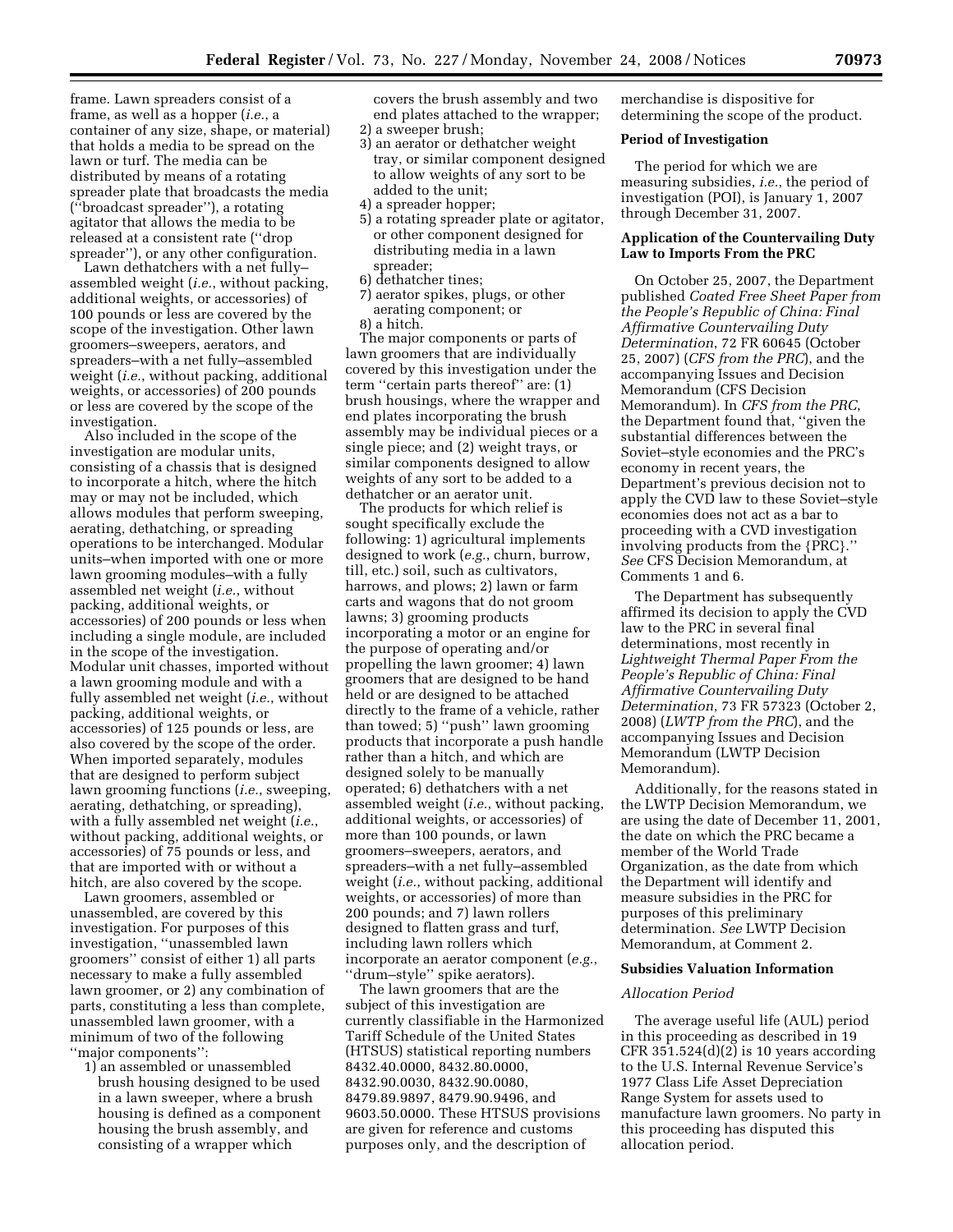frame. Lawn spreaders consist of a frame, as well as a hopper (*i.e.*, a container of any size, shape, or material) that holds a media to be spread on the lawn or turf. The media can be distributed by means of a rotating spreader plate that broadcasts the media (''broadcast spreader''), a rotating agitator that allows the media to be released at a consistent rate (''drop spreader''), or any other configuration.

Lawn dethatchers with a net fully–assembled weight (*i.e.*, without packing, additional weights, or accessories) of 100 pounds or less are covered by the scope of the investigation. Other lawn groomers–sweepers, aerators, and spreaders–with a net fully–assembled weight (*i.e.*, without packing, additional weights, or accessories) of 200 pounds or less are covered by the scope of the investigation.

Also included in the scope of the investigation are modular units, consisting of a chassis that is designed to incorporate a hitch, where the hitch may or may not be included, which allows modules that perform sweeping, aerating, dethatching, or spreading operations to be interchanged. Modular units–when imported with one or more lawn grooming modules–with a fully assembled net weight (*i.e.*, without packing, additional weights, or accessories) of 200 pounds or less when including a single module, are included in the scope of the investigation. Modular unit chasses, imported without a lawn grooming module and with a fully assembled net weight (*i.e.*, without packing, additional weights, or accessories) of 125 pounds or less, are also covered by the scope of the order. When imported separately, modules that are designed to perform subject lawn grooming functions (*i.e.*, sweeping, aerating, dethatching, or spreading), with a fully assembled net weight (*i.e.*, without packing, additional weights, or accessories) of 75 pounds or less, and that are imported with or without a hitch, are also covered by the scope.

Lawn groomers, assembled or unassembled, are covered by this investigation. For purposes of this investigation, ''unassembled lawn groomers'' consist of either 1) all parts necessary to make a fully assembled lawn groomer, or 2) any combination of parts, constituting a less than complete, unassembled lawn groomer, with a minimum of two of the following ''major components'':

1) an assembled or unassembled brush housing designed to be used in a lawn sweeper, where a brush housing is defined as a component housing the brush assembly, and consisting of a wrapper which covers the brush assembly and two end plates attached to the wrapper;
2) a sweeper brush;
3) an aerator or dethatcher weight tray, or similar component designed to allow weights of any sort to be added to the unit;
4) a spreader hopper;
5) a rotating spreader plate or agitator, or other component designed for distributing media in a lawn spreader;
6) dethatcher tines;
7) aerator spikes, plugs, or other aerating component; or
8) a hitch.

The major components or parts of lawn groomers that are individually covered by this investigation under the term ''certain parts thereof'' are: (1) brush housings, where the wrapper and end plates incorporating the brush assembly may be individual pieces or a single piece; and (2) weight trays, or similar components designed to allow weights of any sort to be added to a dethatcher or an aerator unit.

The products for which relief is sought specifically exclude the following: 1) agricultural implements designed to work (*e.g.*, churn, burrow, till, etc.) soil, such as cultivators, harrows, and plows; 2) lawn or farm carts and wagons that do not groom lawns; 3) grooming products incorporating a motor or an engine for the purpose of operating and/or propelling the lawn groomer; 4) lawn groomers that are designed to be hand held or are designed to be attached directly to the frame of a vehicle, rather than towed; 5) ''push'' lawn grooming products that incorporate a push handle rather than a hitch, and which are designed solely to be manually operated; 6) dethatchers with a net assembled weight (*i.e.*, without packing, additional weights, or accessories) of more than 100 pounds, or lawn groomers–sweepers, aerators, and spreaders–with a net fully–assembled weight (*i.e.*, without packing, additional weights, or accessories) of more than 200 pounds; and 7) lawn rollers designed to flatten grass and turf, including lawn rollers which incorporate an aerator component (*e.g.*, ''drum–style'' spike aerators).

The lawn groomers that are the subject of this investigation are currently classifiable in the Harmonized Tariff Schedule of the United States (HTSUS) statistical reporting numbers 8432.40.0000, 8432.80.0000, 8432.90.0030, 8432.90.0080, 8479.89.9897, 8479.90.9496, and 9603.50.0000. These HTSUS provisions are given for reference and customs purposes only, and the description of merchandise is dispositive for determining the scope of the product.

## Period of Investigation

The period for which we are measuring subsidies, *i.e.*, the period of investigation (POI), is January 1, 2007 through December 31, 2007.

## Application of the Countervailing Duty Law to Imports From the PRC

On October 25, 2007, the Department published *Coated Free Sheet Paper from the People's Republic of China: Final Affirmative Countervailing Duty Determination*, 72 FR 60645 (October 25, 2007) (*CFS from the PRC*), and the accompanying Issues and Decision Memorandum (CFS Decision Memorandum). In *CFS from the PRC*, the Department found that, ''given the substantial differences between the Soviet–style economies and the PRC's economy in recent years, the Department's previous decision not to apply the CVD law to these Soviet–style economies does not act as a bar to proceeding with a CVD investigation involving products from the {PRC}.'' *See* CFS Decision Memorandum, at Comments 1 and 6.

The Department has subsequently affirmed its decision to apply the CVD law to the PRC in several final determinations, most recently in *Lightweight Thermal Paper From the People's Republic of China: Final Affirmative Countervailing Duty Determination*, 73 FR 57323 (October 2, 2008) (*LWTP from the PRC*), and the accompanying Issues and Decision Memorandum (LWTP Decision Memorandum).

Additionally, for the reasons stated in the LWTP Decision Memorandum, we are using the date of December 11, 2001, the date on which the PRC became a member of the World Trade Organization, as the date from which the Department will identify and measure subsidies in the PRC for purposes of this preliminary determination. *See* LWTP Decision Memorandum, at Comment 2.

## Subsidies Valuation Information

### *Allocation Period*

The average useful life (AUL) period in this proceeding as described in 19 CFR 351.524(d)(2) is 10 years according to the U.S. Internal Revenue Service's 1977 Class Life Asset Depreciation Range System for assets used to manufacture lawn groomers. No party in this proceeding has disputed this allocation period.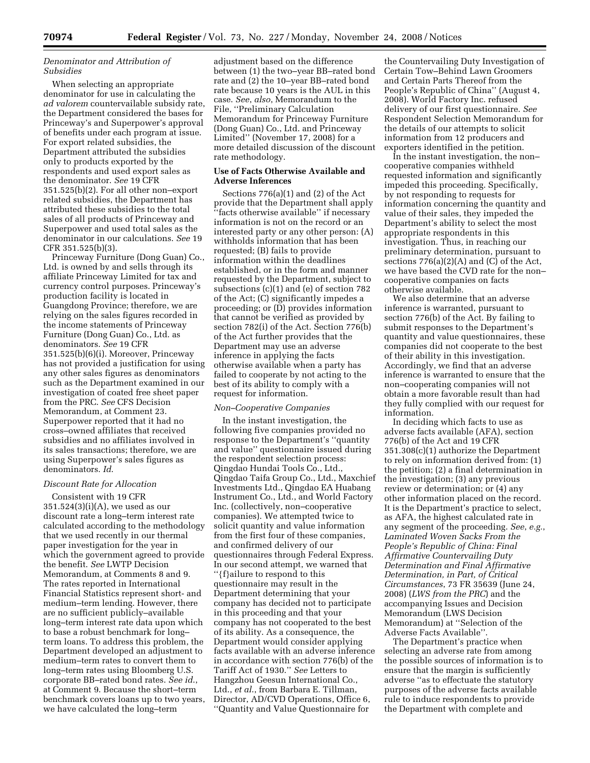*Denominator and Attribution of Subsidies*

When selecting an appropriate denominator for use in calculating the *ad valorem* countervailable subsidy rate, the Department considered the bases for Princeway's and Superpower's approval of benefits under each program at issue. For export related subsidies, the Department attributed the subsidies only to products exported by the respondents and used export sales as the denominator. *See* 19 CFR 351.525(b)(2). For all other non–export related subsidies, the Department has attributed these subsidies to the total sales of all products of Princeway and Superpower and used total sales as the denominator in our calculations. *See* 19 CFR 351.525(b)(3).

Princeway Furniture (Dong Guan) Co., Ltd. is owned by and sells through its affiliate Princeway Limited for tax and currency control purposes. Princeway's production facility is located in Guangdong Province; therefore, we are relying on the sales figures recorded in the income statements of Princeway Furniture (Dong Guan) Co., Ltd. as denominators. *See* 19 CFR 351.525(b)(6)(i). Moreover, Princeway has not provided a justification for using any other sales figures as denominators such as the Department examined in our investigation of coated free sheet paper from the PRC. *See* CFS Decision Memorandum, at Comment 23. Superpower reported that it had no cross–owned affiliates that received subsidies and no affiliates involved in its sales transactions; therefore, we are using Superpower's sales figures as denominators. *Id*.

*Discount Rate for Allocation*

Consistent with 19 CFR 351.524(3)(i)(A), we used as our discount rate a long–term interest rate calculated according to the methodology that we used recently in our thermal paper investigation for the year in which the government agreed to provide the benefit. *See* LWTP Decision Memorandum, at Comments 8 and 9. The rates reported in International Financial Statistics represent short- and medium–term lending. However, there are no sufficient publicly–available long–term interest rate data upon which to base a robust benchmark for long–term loans. To address this problem, the Department developed an adjustment to medium–term rates to convert them to long–term rates using Bloomberg U.S. corporate BB–rated bond rates. *See id.*, at Comment 9. Because the short–term benchmark covers loans up to two years, we have calculated the long–term adjustment based on the difference between (1) the two–year BB–rated bond rate and (2) the 10–year BB–rated bond rate because 10 years is the AUL in this case. *See, also*, Memorandum to the File, ''Preliminary Calculation Memorandum for Princeway Furniture (Dong Guan) Co., Ltd. and Princeway Limited'' (November 17, 2008) for a more detailed discussion of the discount rate methodology.

**Use of Facts Otherwise Available and Adverse Inferences**

Sections 776(a)(1) and (2) of the Act provide that the Department shall apply ''facts otherwise available'' if necessary information is not on the record or an interested party or any other person: (A) withholds information that has been requested; (B) fails to provide information within the deadlines established, or in the form and manner requested by the Department, subject to subsections (c)(1) and (e) of section 782 of the Act; (C) significantly impedes a proceeding; or (D) provides information that cannot be verified as provided by section 782(i) of the Act. Section 776(b) of the Act further provides that the Department may use an adverse inference in applying the facts otherwise available when a party has failed to cooperate by not acting to the best of its ability to comply with a request for information.

*Non–Cooperative Companies*

In the instant investigation, the following five companies provided no response to the Department's ''quantity and value'' questionnaire issued during the respondent selection process: Qingdao Hundai Tools Co., Ltd., Qingdao Taifa Group Co., Ltd., Maxchief Investments Ltd., Qingdao EA Huabang Instrument Co., Ltd., and World Factory Inc. (collectively, non–cooperative companies). We attempted twice to solicit quantity and value information from the first four of these companies, and confirmed delivery of our questionnaires through Federal Express. In our second attempt, we warned that ''{f}ailure to respond to this questionnaire may result in the Department determining that your company has decided not to participate in this proceeding and that your company has not cooperated to the best of its ability. As a consequence, the Department would consider applying facts available with an adverse inference in accordance with section 776(b) of the Tariff Act of 1930.'' *See* Letters to Hangzhou Geesun International Co., Ltd., *et al.*, from Barbara E. Tillman, Director, AD/CVD Operations, Office 6, ''Quantity and Value Questionnaire for the Countervailing Duty Investigation of Certain Tow–Behind Lawn Groomers and Certain Parts Thereof from the People's Republic of China'' (August 4, 2008). World Factory Inc. refused delivery of our first questionnaire. *See* Respondent Selection Memorandum for the details of our attempts to solicit information from 12 producers and exporters identified in the petition.

In the instant investigation, the non–cooperative companies withheld requested information and significantly impeded this proceeding. Specifically, by not responding to requests for information concerning the quantity and value of their sales, they impeded the Department's ability to select the most appropriate respondents in this investigation. Thus, in reaching our preliminary determination, pursuant to sections 776(a)(2)(A) and (C) of the Act, we have based the CVD rate for the non–cooperative companies on facts otherwise available.

We also determine that an adverse inference is warranted, pursuant to section 776(b) of the Act. By failing to submit responses to the Department's quantity and value questionnaires, these companies did not cooperate to the best of their ability in this investigation. Accordingly, we find that an adverse inference is warranted to ensure that the non–cooperating companies will not obtain a more favorable result than had they fully complied with our request for information.

In deciding which facts to use as adverse facts available (AFA), section 776(b) of the Act and 19 CFR 351.308(c)(1) authorize the Department to rely on information derived from: (1) the petition; (2) a final determination in the investigation; (3) any previous review or determination; or (4) any other information placed on the record. It is the Department's practice to select, as AFA, the highest calculated rate in any segment of the proceeding. *See, e.g.*, *Laminated Woven Sacks From the People's Republic of China: Final Affirmative Countervailing Duty Determination and Final Affirmative Determination, in Part, of Critical Circumstances*, 73 FR 35639 (June 24, 2008) (*LWS from the PRC*) and the accompanying Issues and Decision Memorandum (LWS Decision Memorandum) at ''Selection of the Adverse Facts Available''.

The Department's practice when selecting an adverse rate from among the possible sources of information is to ensure that the margin is sufficiently adverse ''as to effectuate the statutory purposes of the adverse facts available rule to induce respondents to provide the Department with complete and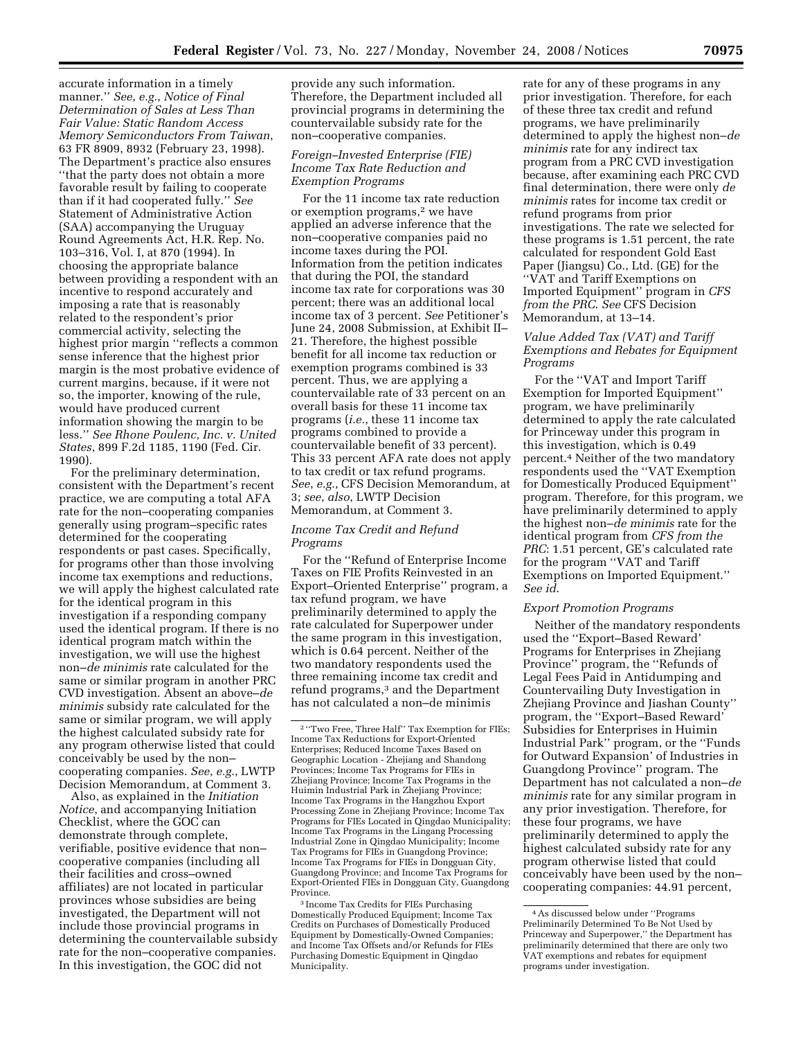accurate information in a timely manner.'' *See*, *e.g.*, *Notice of Final Determination of Sales at Less Than Fair Value: Static Random Access Memory Semiconductors From Taiwan*, 63 FR 8909, 8932 (February 23, 1998). The Department's practice also ensures ''that the party does not obtain a more favorable result by failing to cooperate than if it had cooperated fully.'' *See* Statement of Administrative Action (SAA) accompanying the Uruguay Round Agreements Act, H.R. Rep. No. 103–316, Vol. I, at 870 (1994). In choosing the appropriate balance between providing a respondent with an incentive to respond accurately and imposing a rate that is reasonably related to the respondent's prior commercial activity, selecting the highest prior margin ''reflects a common sense inference that the highest prior margin is the most probative evidence of current margins, because, if it were not so, the importer, knowing of the rule, would have produced current information showing the margin to be less.'' *See Rhone Poulenc, Inc. v. United States*, 899 F.2d 1185, 1190 (Fed. Cir. 1990).

For the preliminary determination, consistent with the Department's recent practice, we are computing a total AFA rate for the non–cooperating companies generally using program–specific rates determined for the cooperating respondents or past cases. Specifically, for programs other than those involving income tax exemptions and reductions, we will apply the highest calculated rate for the identical program in this investigation if a responding company used the identical program. If there is no identical program match within the investigation, we will use the highest non–*de minimis* rate calculated for the same or similar program in another PRC CVD investigation. Absent an above–*de minimis* subsidy rate calculated for the same or similar program, we will apply the highest calculated subsidy rate for any program otherwise listed that could conceivably be used by the non–cooperating companies. *See*, *e.g.*, LWTP Decision Memorandum, at Comment 3.

Also, as explained in the *Initiation Notice*, and accompanying Initiation Checklist, where the GOC can demonstrate through complete, verifiable, positive evidence that non–cooperative companies (including all their facilities and cross–owned affiliates) are not located in particular provinces whose subsidies are being investigated, the Department will not include those provincial programs in determining the countervailable subsidy rate for the non–cooperative companies. In this investigation, the GOC did not provide any such information. Therefore, the Department included all provincial programs in determining the countervailable subsidy rate for the non–cooperative companies.

*Foreign–Invested Enterprise (FIE) Income Tax Rate Reduction and Exemption Programs*

For the 11 income tax rate reduction or exemption programs,[2] we have applied an adverse inference that the non–cooperative companies paid no income taxes during the POI. Information from the petition indicates that during the POI, the standard income tax rate for corporations was 30 percent; there was an additional local income tax of 3 percent. *See* Petitioner's June 24, 2008 Submission, at Exhibit II–21. Therefore, the highest possible benefit for all income tax reduction or exemption programs combined is 33 percent. Thus, we are applying a countervailable rate of 33 percent on an overall basis for these 11 income tax programs (*i.e.*, these 11 income tax programs combined to provide a countervailable benefit of 33 percent). This 33 percent AFA rate does not apply to tax credit or tax refund programs. *See*, *e.g.*, CFS Decision Memorandum, at 3; *see*, *also*, LWTP Decision Memorandum, at Comment 3.

*Income Tax Credit and Refund Programs*

For the ''Refund of Enterprise Income Taxes on FIE Profits Reinvested in an Export–Oriented Enterprise'' program, a tax refund program, we have preliminarily determined to apply the rate calculated for Superpower under the same program in this investigation, which is 0.64 percent. Neither of the two mandatory respondents used the three remaining income tax credit and refund programs,[3] and the Department has not calculated a non–de minimis rate for any of these programs in any prior investigation. Therefore, for each of these three tax credit and refund programs, we have preliminarily determined to apply the highest non–*de minimis* rate for any indirect tax program from a PRC CVD investigation because, after examining each PRC CVD final determination, there were only *de minimis* rates for income tax credit or refund programs from prior investigations. The rate we selected for these programs is 1.51 percent, the rate calculated for respondent Gold East Paper (Jiangsu) Co., Ltd. (GE) for the ''VAT and Tariff Exemptions on Imported Equipment'' program in *CFS from the PRC*. *See* CFS Decision Memorandum, at 13–14.

*Value Added Tax (VAT) and Tariff Exemptions and Rebates for Equipment Programs*

For the ''VAT and Import Tariff Exemption for Imported Equipment'' program, we have preliminarily determined to apply the rate calculated for Princeway under this program in this investigation, which is 0.49 percent.[4] Neither of the two mandatory respondents used the ''VAT Exemption for Domestically Produced Equipment'' program. Therefore, for this program, we have preliminarily determined to apply the highest non–*de minimis* rate for the identical program from *CFS from the PRC*: 1.51 percent, GE's calculated rate for the program ''VAT and Tariff Exemptions on Imported Equipment.'' *See id*.

*Export Promotion Programs*

Neither of the mandatory respondents used the ''Export–Based Reward' Programs for Enterprises in Zhejiang Province'' program, the ''Refunds of Legal Fees Paid in Antidumping and Countervailing Duty Investigation in Zhejiang Province and Jiashan County'' program, the ''Export–Based Reward' Subsidies for Enterprises in Huimin Industrial Park'' program, or the ''Funds for Outward Expansion' of Industries in Guangdong Province'' program. The Department has not calculated a non–*de minimis* rate for any similar program in any prior investigation. Therefore, for these four programs, we have preliminarily determined to apply the highest calculated subsidy rate for any program otherwise listed that could conceivably have been used by the non–cooperating companies: 44.91 percent,

---

[2] ''Two Free, Three Half'' Tax Exemption for FIEs; Income Tax Reductions for Export-Oriented Enterprises; Reduced Income Taxes Based on Geographic Location - Zhejiang and Shandong Provinces; Income Tax Programs for FIEs in Zhejiang Province; Income Tax Programs in the Huimin Industrial Park in Zhejiang Province; Income Tax Programs in the Hangzhou Export Processing Zone in Zhejiang Province; Income Tax Programs for FIEs Located in Qingdao Municipality; Income Tax Programs in the Lingang Processing Industrial Zone in Qingdao Municipality; Income Tax Programs for FIEs in Guangdong Province; Income Tax Programs for FIEs in Dongguan City, Guangdong Province; and Income Tax Programs for Export-Oriented FIEs in Dongguan City, Guangdong Province.

[3] Income Tax Credits for FIEs Purchasing Domestically Produced Equipment; Income Tax Credits on Purchases of Domestically Produced Equipment by Domestically-Owned Companies; and Income Tax Offsets and/or Refunds for FIEs Purchasing Domestic Equipment in Qingdao Municipality.

[4] As discussed below under ''Programs Preliminarily Determined To Be Not Used by Princeway and Superpower,'' the Department has preliminarily determined that there are only two VAT exemptions and rebates for equipment programs under investigation.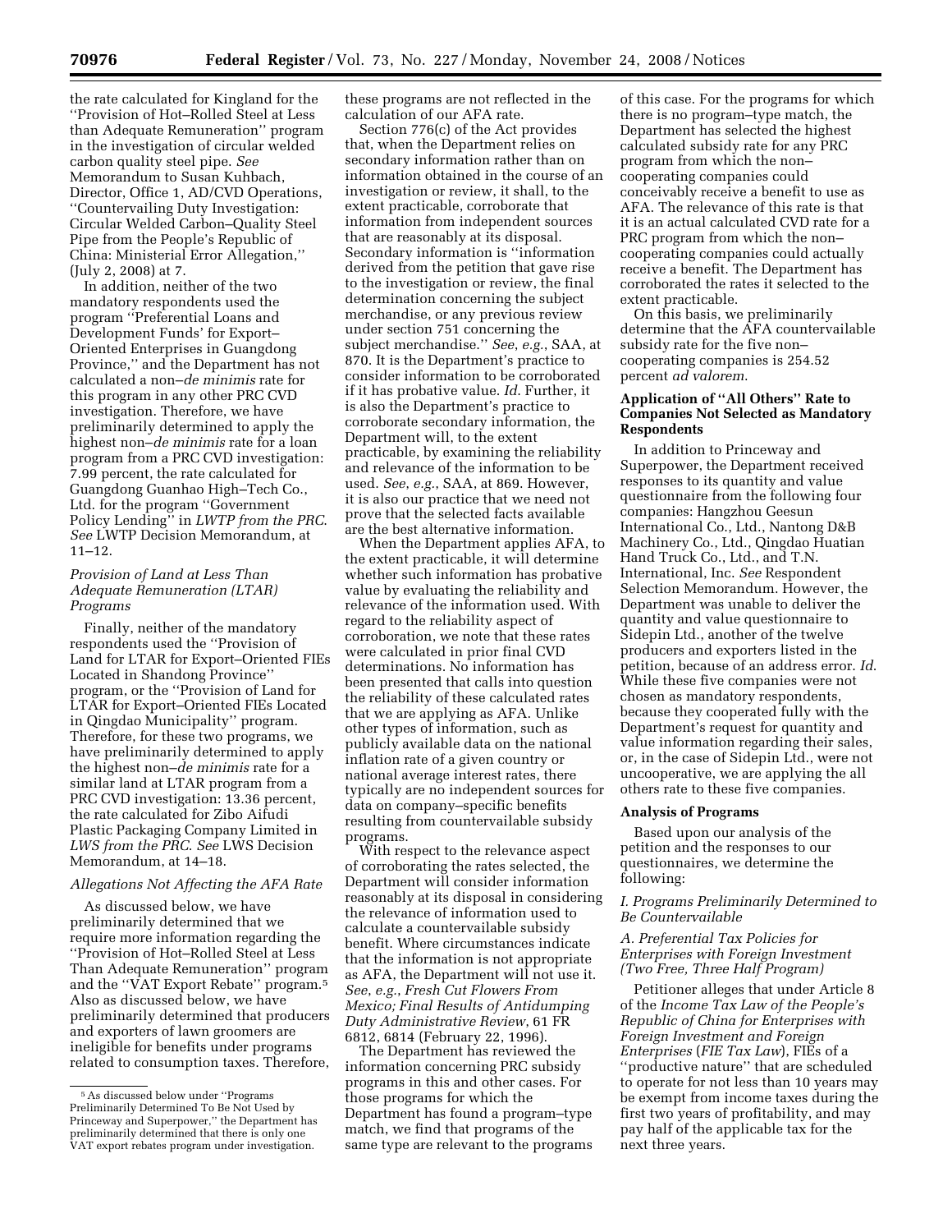the rate calculated for Kingland for the ''Provision of Hot–Rolled Steel at Less than Adequate Remuneration'' program in the investigation of circular welded carbon quality steel pipe. *See* Memorandum to Susan Kuhbach, Director, Office 1, AD/CVD Operations, ''Countervailing Duty Investigation: Circular Welded Carbon–Quality Steel Pipe from the People's Republic of China: Ministerial Error Allegation,'' (July 2, 2008) at 7.

In addition, neither of the two mandatory respondents used the program ''Preferential Loans and Development Funds' for Export–Oriented Enterprises in Guangdong Province,'' and the Department has not calculated a non–*de minimis* rate for this program in any other PRC CVD investigation. Therefore, we have preliminarily determined to apply the highest non–*de minimis* rate for a loan program from a PRC CVD investigation: 7.99 percent, the rate calculated for Guangdong Guanhao High–Tech Co., Ltd. for the program ''Government Policy Lending'' in *LWTP from the PRC*. *See* LWTP Decision Memorandum, at 11–12.

*Provision of Land at Less Than Adequate Remuneration (LTAR) Programs*

Finally, neither of the mandatory respondents used the ''Provision of Land for LTAR for Export–Oriented FIEs Located in Shandong Province'' program, or the ''Provision of Land for LTAR for Export–Oriented FIEs Located in Qingdao Municipality'' program. Therefore, for these two programs, we have preliminarily determined to apply the highest non–*de minimis* rate for a similar land at LTAR program from a PRC CVD investigation: 13.36 percent, the rate calculated for Zibo Aifudi Plastic Packaging Company Limited in *LWS from the PRC*. *See* LWS Decision Memorandum, at 14–18.

*Allegations Not Affecting the AFA Rate*

As discussed below, we have preliminarily determined that we require more information regarding the ''Provision of Hot–Rolled Steel at Less Than Adequate Remuneration'' program and the ''VAT Export Rebate'' program.[5] Also as discussed below, we have preliminarily determined that producers and exporters of lawn groomers are ineligible for benefits under programs related to consumption taxes. Therefore, these programs are not reflected in the calculation of our AFA rate.

Section 776(c) of the Act provides that, when the Department relies on secondary information rather than on information obtained in the course of an investigation or review, it shall, to the extent practicable, corroborate that information from independent sources that are reasonably at its disposal. Secondary information is ''information derived from the petition that gave rise to the investigation or review, the final determination concerning the subject merchandise, or any previous review under section 751 concerning the subject merchandise.'' *See*, *e.g.*, SAA, at 870. It is the Department's practice to consider information to be corroborated if it has probative value. *Id*. Further, it is also the Department's practice to corroborate secondary information, the Department will, to the extent practicable, by examining the reliability and relevance of the information to be used. *See*, *e.g.*, SAA, at 869. However, it is also our practice that we need not prove that the selected facts available are the best alternative information.

When the Department applies AFA, to the extent practicable, it will determine whether such information has probative value by evaluating the reliability and relevance of the information used. With regard to the reliability aspect of corroboration, we note that these rates were calculated in prior final CVD determinations. No information has been presented that calls into question the reliability of these calculated rates that we are applying as AFA. Unlike other types of information, such as publicly available data on the national inflation rate of a given country or national average interest rates, there typically are no independent sources for data on company–specific benefits resulting from countervailable subsidy programs.

With respect to the relevance aspect of corroborating the rates selected, the Department will consider information reasonably at its disposal in considering the relevance of information used to calculate a countervailable subsidy benefit. Where circumstances indicate that the information is not appropriate as AFA, the Department will not use it. *See*, *e.g.*, *Fresh Cut Flowers From Mexico; Final Results of Antidumping Duty Administrative Review*, 61 FR 6812, 6814 (February 22, 1996).

The Department has reviewed the information concerning PRC subsidy programs in this and other cases. For those programs for which the Department has found a program–type match, we find that programs of the same type are relevant to the programs of this case. For the programs for which there is no program–type match, the Department has selected the highest calculated subsidy rate for any PRC program from which the non–cooperating companies could conceivably receive a benefit to use as AFA. The relevance of this rate is that it is an actual calculated CVD rate for a PRC program from which the non–cooperating companies could actually receive a benefit. The Department has corroborated the rates it selected to the extent practicable.

On this basis, we preliminarily determine that the AFA countervailable subsidy rate for the five non–cooperating companies is 254.52 percent *ad valorem*.

**Application of ''All Others'' Rate to Companies Not Selected as Mandatory Respondents**

In addition to Princeway and Superpower, the Department received responses to its quantity and value questionnaire from the following four companies: Hangzhou Geesun International Co., Ltd., Nantong D&B Machinery Co., Ltd., Qingdao Huatian Hand Truck Co., Ltd., and T.N. International, Inc. *See* Respondent Selection Memorandum. However, the Department was unable to deliver the quantity and value questionnaire to Sidepin Ltd., another of the twelve producers and exporters listed in the petition, because of an address error. *Id*. While these five companies were not chosen as mandatory respondents, because they cooperated fully with the Department's request for quantity and value information regarding their sales, or, in the case of Sidepin Ltd., were not uncooperative, we are applying the all others rate to these five companies.

**Analysis of Programs**

Based upon our analysis of the petition and the responses to our questionnaires, we determine the following:

*I. Programs Preliminarily Determined to Be Countervailable*

*A. Preferential Tax Policies for Enterprises with Foreign Investment (Two Free, Three Half Program)*

Petitioner alleges that under Article 8 of the *Income Tax Law of the People's Republic of China for Enterprises with Foreign Investment and Foreign Enterprises* (*FIE Tax Law*), FIEs of a ''productive nature'' that are scheduled to operate for not less than 10 years may be exempt from income taxes during the first two years of profitability, and may pay half of the applicable tax for the next three years.

[5] As discussed below under ''Programs Preliminarily Determined To Be Not Used by Princeway and Superpower,'' the Department has preliminarily determined that there is only one VAT export rebates program under investigation.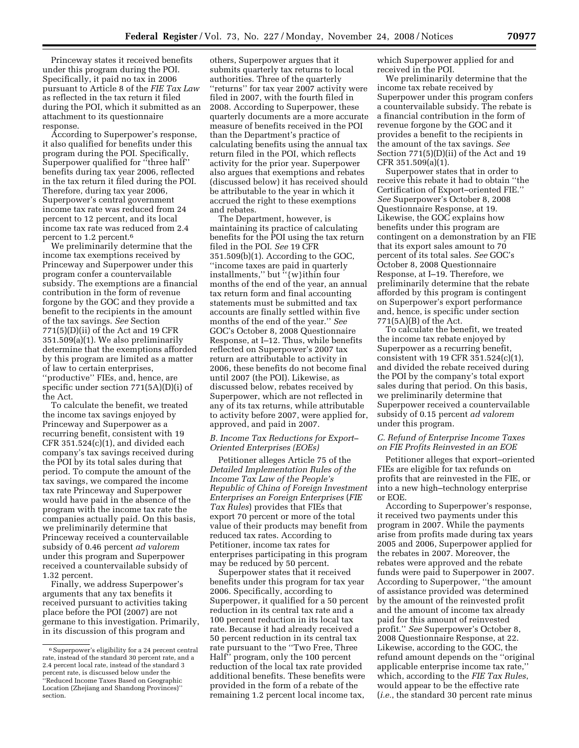Princeway states it received benefits under this program during the POI. Specifically, it paid no tax in 2006 pursuant to Article 8 of the *FIE Tax Law* as reflected in the tax return it filed during the POI, which it submitted as an attachment to its questionnaire response.

According to Superpower's response, it also qualified for benefits under this program during the POI. Specifically, Superpower qualified for "three half" benefits during tax year 2006, reflected in the tax return it filed during the POI. Therefore, during tax year 2006, Superpower's central government income tax rate was reduced from 24 percent to 12 percent, and its local income tax rate was reduced from 2.4 percent to 1.2 percent.[6]

We preliminarily determine that the income tax exemptions received by Princeway and Superpower under this program confer a countervailable subsidy. The exemptions are a financial contribution in the form of revenue forgone by the GOC and they provide a benefit to the recipients in the amount of the tax savings. *See* Section 771(5)(D)(ii) of the Act and 19 CFR 351.509(a)(1). We also preliminarily determine that the exemptions afforded by this program are limited as a matter of law to certain enterprises, "productive" FIEs, and, hence, are specific under section 771(5A)(D)(i) of the Act.

To calculate the benefit, we treated the income tax savings enjoyed by Princeway and Superpower as a recurring benefit, consistent with 19 CFR 351.524(c)(1), and divided each company's tax savings received during the POI by its total sales during that period. To compute the amount of the tax savings, we compared the income tax rate Princeway and Superpower would have paid in the absence of the program with the income tax rate the companies actually paid. On this basis, we preliminarily determine that Princeway received a countervailable subsidy of 0.46 percent *ad valorem* under this program and Superpower received a countervailable subsidy of 1.32 percent.

Finally, we address Superpower's arguments that any tax benefits it received pursuant to activities taking place before the POI (2007) are not germane to this investigation. Primarily, in its discussion of this program and others, Superpower argues that it submits quarterly tax returns to local authorities. Three of the quarterly "returns" for tax year 2007 activity were filed in 2007, with the fourth filed in 2008. According to Superpower, these quarterly documents are a more accurate measure of benefits received in the POI than the Department's practice of calculating benefits using the annual tax return filed in the POI, which reflects activity for the prior year. Superpower also argues that exemptions and rebates (discussed below) it has received should be attributable to the year in which it accrued the right to these exemptions and rebates.

The Department, however, is maintaining its practice of calculating benefits for the POI using the tax return filed in the POI. *See* 19 CFR 351.509(b)(1). According to the GOC, "income taxes are paid in quarterly installments," but "{w}ithin four months of the end of the year, an annual tax return form and final accounting statements must be submitted and tax accounts are finally settled within five months of the end of the year." *See* GOC's October 8, 2008 Questionnaire Response, at I–12. Thus, while benefits reflected on Superpower's 2007 tax return are attributable to activity in 2006, these benefits do not become final until 2007 (the POI). Likewise, as discussed below, rebates received by Superpower, which are not reflected in any of its tax returns, while attributable to activity before 2007, were applied for, approved, and paid in 2007.

*B. Income Tax Reductions for Export–Oriented Enterprises (EOEs)*

Petitioner alleges Article 75 of the *Detailed Implementation Rules of the Income Tax Law of the People's Republic of China of Foreign Investment Enterprises an Foreign Enterprises* (*FIE Tax Rules*) provides that FIEs that export 70 percent or more of the total value of their products may benefit from reduced tax rates. According to Petitioner, income tax rates for enterprises participating in this program may be reduced by 50 percent.

Superpower states that it received benefits under this program for tax year 2006. Specifically, according to Superpower, it qualified for a 50 percent reduction in its central tax rate and a 100 percent reduction in its local tax rate. Because it had already received a 50 percent reduction in its central tax rate pursuant to the "Two Free, Three Half" program, only the 100 percent reduction of the local tax rate provided additional benefits. These benefits were provided in the form of a rebate of the remaining 1.2 percent local income tax, which Superpower applied for and received in the POI.

We preliminarily determine that the income tax rebate received by Superpower under this program confers a countervailable subsidy. The rebate is a financial contribution in the form of revenue forgone by the GOC and it provides a benefit to the recipients in the amount of the tax savings. *See* Section 771(5)(D)(ii) of the Act and 19 CFR 351.509(a)(1).

Superpower states that in order to receive this rebate it had to obtain "the Certification of Export–oriented FIE." *See* Superpower's October 8, 2008 Questionnaire Response, at 19. Likewise, the GOC explains how benefits under this program are contingent on a demonstration by an FIE that its export sales amount to 70 percent of its total sales. *See* GOC's October 8, 2008 Questionnaire Response, at I–19. Therefore, we preliminarily determine that the rebate afforded by this program is contingent on Superpower's export performance and, hence, is specific under section 771(5A)(B) of the Act.

To calculate the benefit, we treated the income tax rebate enjoyed by Superpower as a recurring benefit, consistent with 19 CFR 351.524(c)(1), and divided the rebate received during the POI by the company's total export sales during that period. On this basis, we preliminarily determine that Superpower received a countervailable subsidy of 0.15 percent *ad valorem* under this program.

*C. Refund of Enterprise Income Taxes on FIE Profits Reinvested in an EOE*

Petitioner alleges that export–oriented FIEs are eligible for tax refunds on profits that are reinvested in the FIE, or into a new high–technology enterprise or EOE.

According to Superpower's response, it received two payments under this program in 2007. While the payments arise from profits made during tax years 2005 and 2006, Superpower applied for the rebates in 2007. Moreover, the rebates were approved and the rebate funds were paid to Superpower in 2007. According to Superpower, "the amount of assistance provided was determined by the amount of the reinvested profit and the amount of income tax already paid for this amount of reinvested profit." *See* Superpower's October 8, 2008 Questionnaire Response, at 22. Likewise, according to the GOC, the refund amount depends on the "original applicable enterprise income tax rate," which, according to the *FIE Tax Rules*, would appear to be the effective rate (*i.e.*, the standard 30 percent rate minus

---

[6] Superpower's eligibility for a 24 percent central rate, instead of the standard 30 percent rate, and a 2.4 percent local rate, instead of the standard 3 percent rate, is discussed below under the "Reduced Income Taxes Based on Geographic Location (Zhejiang and Shandong Provinces)" section.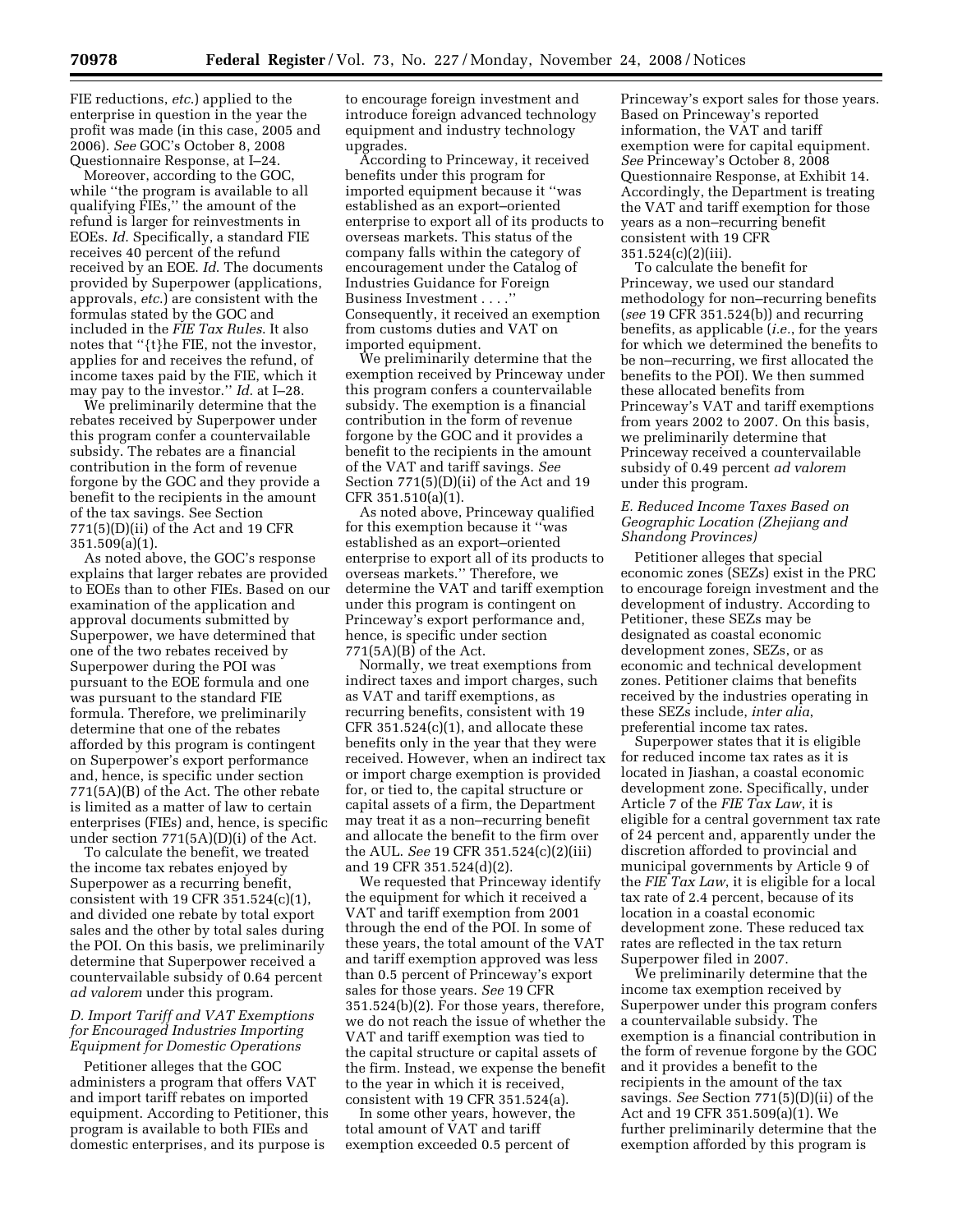FIE reductions, *etc.*) applied to the enterprise in question in the year the profit was made (in this case, 2005 and 2006). *See* GOC's October 8, 2008 Questionnaire Response, at I–24.

Moreover, according to the GOC, while "the program is available to all qualifying FIEs," the amount of the refund is larger for reinvestments in EOEs. *Id.* Specifically, a standard FIE receives 40 percent of the refund received by an EOE. *Id.* The documents provided by Superpower (applications, approvals, *etc.*) are consistent with the formulas stated by the GOC and included in the *FIE Tax Rules.* It also notes that "{t}he FIE, not the investor, applies for and receives the refund, of income taxes paid by the FIE, which it may pay to the investor." *Id.* at I–28.

We preliminarily determine that the rebates received by Superpower under this program confer a countervailable subsidy. The rebates are a financial contribution in the form of revenue forgone by the GOC and they provide a benefit to the recipients in the amount of the tax savings. See Section 771(5)(D)(ii) of the Act and 19 CFR 351.509(a)(1).

As noted above, the GOC's response explains that larger rebates are provided to EOEs than to other FIEs. Based on our examination of the application and approval documents submitted by Superpower, we have determined that one of the two rebates received by Superpower during the POI was pursuant to the EOE formula and one was pursuant to the standard FIE formula. Therefore, we preliminarily determine that one of the rebates afforded by this program is contingent on Superpower's export performance and, hence, is specific under section 771(5A)(B) of the Act. The other rebate is limited as a matter of law to certain enterprises (FIEs) and, hence, is specific under section 771(5A)(D)(i) of the Act.

To calculate the benefit, we treated the income tax rebates enjoyed by Superpower as a recurring benefit, consistent with 19 CFR 351.524(c)(1), and divided one rebate by total export sales and the other by total sales during the POI. On this basis, we preliminarily determine that Superpower received a countervailable subsidy of 0.64 percent *ad valorem* under this program.

### *D. Import Tariff and VAT Exemptions for Encouraged Industries Importing Equipment for Domestic Operations*

Petitioner alleges that the GOC administers a program that offers VAT and import tariff rebates on imported equipment. According to Petitioner, this program is available to both FIEs and domestic enterprises, and its purpose is to encourage foreign investment and introduce foreign advanced technology equipment and industry technology upgrades.

According to Princeway, it received benefits under this program for imported equipment because it "was established as an export–oriented enterprise to export all of its products to overseas markets. This status of the company falls within the category of encouragement under the Catalog of Industries Guidance for Foreign Business Investment . . . ." Consequently, it received an exemption from customs duties and VAT on imported equipment.

We preliminarily determine that the exemption received by Princeway under this program confers a countervailable subsidy. The exemption is a financial contribution in the form of revenue forgone by the GOC and it provides a benefit to the recipients in the amount of the VAT and tariff savings. *See* Section 771(5)(D)(ii) of the Act and 19 CFR 351.510(a)(1).

As noted above, Princeway qualified for this exemption because it "was established as an export–oriented enterprise to export all of its products to overseas markets." Therefore, we determine the VAT and tariff exemption under this program is contingent on Princeway's export performance and, hence, is specific under section 771(5A)(B) of the Act.

Normally, we treat exemptions from indirect taxes and import charges, such as VAT and tariff exemptions, as recurring benefits, consistent with 19 CFR 351.524(c)(1), and allocate these benefits only in the year that they were received. However, when an indirect tax or import charge exemption is provided for, or tied to, the capital structure or capital assets of a firm, the Department may treat it as a non–recurring benefit and allocate the benefit to the firm over the AUL. *See* 19 CFR 351.524(c)(2)(iii) and 19 CFR 351.524(d)(2).

We requested that Princeway identify the equipment for which it received a VAT and tariff exemption from 2001 through the end of the POI. In some of these years, the total amount of the VAT and tariff exemption approved was less than 0.5 percent of Princeway's export sales for those years. *See* 19 CFR 351.524(b)(2). For those years, therefore, we do not reach the issue of whether the VAT and tariff exemption was tied to the capital structure or capital assets of the firm. Instead, we expense the benefit to the year in which it is received, consistent with 19 CFR 351.524(a).

In some other years, however, the total amount of VAT and tariff exemption exceeded 0.5 percent of Princeway's export sales for those years. Based on Princeway's reported information, the VAT and tariff exemption were for capital equipment. *See* Princeway's October 8, 2008 Questionnaire Response, at Exhibit 14. Accordingly, the Department is treating the VAT and tariff exemption for those years as a non–recurring benefit consistent with 19 CFR 351.524(c)(2)(iii).

To calculate the benefit for Princeway, we used our standard methodology for non–recurring benefits (*see* 19 CFR 351.524(b)) and recurring benefits, as applicable (*i.e.*, for the years for which we determined the benefits to be non–recurring, we first allocated the benefits to the POI). We then summed these allocated benefits from Princeway's VAT and tariff exemptions from years 2002 to 2007. On this basis, we preliminarily determine that Princeway received a countervailable subsidy of 0.49 percent *ad valorem* under this program.

### *E. Reduced Income Taxes Based on Geographic Location (Zhejiang and Shandong Provinces)*

Petitioner alleges that special economic zones (SEZs) exist in the PRC to encourage foreign investment and the development of industry. According to Petitioner, these SEZs may be designated as coastal economic development zones, SEZs, or as economic and technical development zones. Petitioner claims that benefits received by the industries operating in these SEZs include, *inter alia*, preferential income tax rates.

Superpower states that it is eligible for reduced income tax rates as it is located in Jiashan, a coastal economic development zone. Specifically, under Article 7 of the *FIE Tax Law*, it is eligible for a central government tax rate of 24 percent and, apparently under the discretion afforded to provincial and municipal governments by Article 9 of the *FIE Tax Law*, it is eligible for a local tax rate of 2.4 percent, because of its location in a coastal economic development zone. These reduced tax rates are reflected in the tax return Superpower filed in 2007.

We preliminarily determine that the income tax exemption received by Superpower under this program confers a countervailable subsidy. The exemption is a financial contribution in the form of revenue forgone by the GOC and it provides a benefit to the recipients in the amount of the tax savings. *See* Section 771(5)(D)(ii) of the Act and 19 CFR 351.509(a)(1). We further preliminarily determine that the exemption afforded by this program is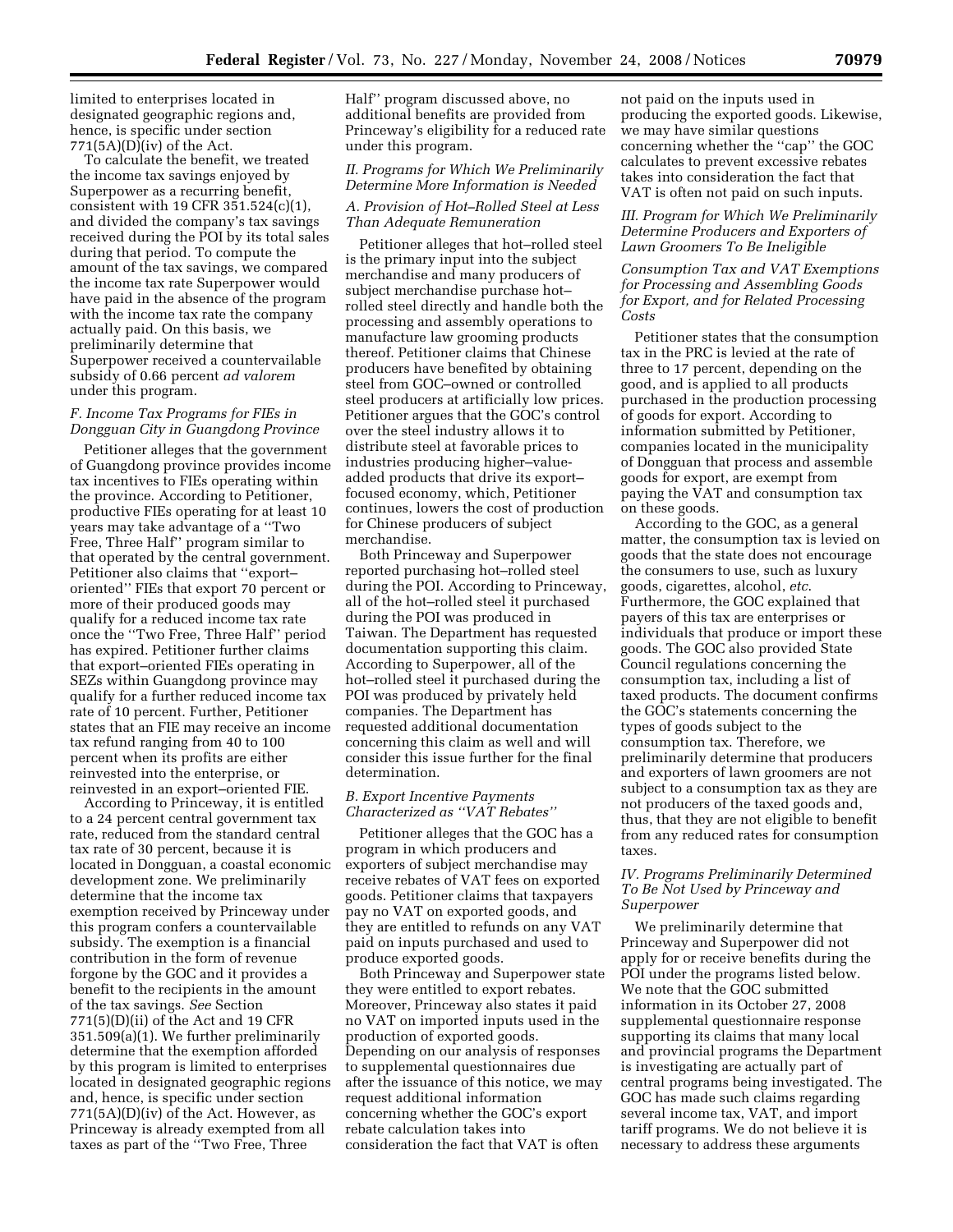limited to enterprises located in designated geographic regions and, hence, is specific under section 771(5A)(D)(iv) of the Act.

To calculate the benefit, we treated the income tax savings enjoyed by Superpower as a recurring benefit, consistent with 19 CFR 351.524(c)(1), and divided the company's tax savings received during the POI by its total sales during that period. To compute the amount of the tax savings, we compared the income tax rate Superpower would have paid in the absence of the program with the income tax rate the company actually paid. On this basis, we preliminarily determine that Superpower received a countervailable subsidy of 0.66 percent *ad valorem* under this program.

### *F. Income Tax Programs for FIEs in Dongguan City in Guangdong Province*

Petitioner alleges that the government of Guangdong province provides income tax incentives to FIEs operating within the province. According to Petitioner, productive FIEs operating for at least 10 years may take advantage of a ''Two Free, Three Half'' program similar to that operated by the central government. Petitioner also claims that ''export–oriented'' FIEs that export 70 percent or more of their produced goods may qualify for a reduced income tax rate once the ''Two Free, Three Half'' period has expired. Petitioner further claims that export–oriented FIEs operating in SEZs within Guangdong province may qualify for a further reduced income tax rate of 10 percent. Further, Petitioner states that an FIE may receive an income tax refund ranging from 40 to 100 percent when its profits are either reinvested into the enterprise, or reinvested in an export–oriented FIE.

According to Princeway, it is entitled to a 24 percent central government tax rate, reduced from the standard central tax rate of 30 percent, because it is located in Dongguan, a coastal economic development zone. We preliminarily determine that the income tax exemption received by Princeway under this program confers a countervailable subsidy. The exemption is a financial contribution in the form of revenue forgone by the GOC and it provides a benefit to the recipients in the amount of the tax savings. *See* Section 771(5)(D)(ii) of the Act and 19 CFR 351.509(a)(1). We further preliminarily determine that the exemption afforded by this program is limited to enterprises located in designated geographic regions and, hence, is specific under section 771(5A)(D)(iv) of the Act. However, as Princeway is already exempted from all taxes as part of the ''Two Free, Three Half'' program discussed above, no additional benefits are provided from Princeway's eligibility for a reduced rate under this program.

## *II. Programs for Which We Preliminarily Determine More Information is Needed*

### *A. Provision of Hot–Rolled Steel at Less Than Adequate Remuneration*

Petitioner alleges that hot–rolled steel is the primary input into the subject merchandise and many producers of subject merchandise purchase hot–rolled steel directly and handle both the processing and assembly operations to manufacture law grooming products thereof. Petitioner claims that Chinese producers have benefited by obtaining steel from GOC–owned or controlled steel producers at artificially low prices. Petitioner argues that the GOC's control over the steel industry allows it to distribute steel at favorable prices to industries producing higher–value-added products that drive its export–focused economy, which, Petitioner continues, lowers the cost of production for Chinese producers of subject merchandise.

Both Princeway and Superpower reported purchasing hot–rolled steel during the POI. According to Princeway, all of the hot–rolled steel it purchased during the POI was produced in Taiwan. The Department has requested documentation supporting this claim. According to Superpower, all of the hot–rolled steel it purchased during the POI was produced by privately held companies. The Department has requested additional documentation concerning this claim as well and will consider this issue further for the final determination.

### *B. Export Incentive Payments Characterized as ''VAT Rebates''*

Petitioner alleges that the GOC has a program in which producers and exporters of subject merchandise may receive rebates of VAT fees on exported goods. Petitioner claims that taxpayers pay no VAT on exported goods, and they are entitled to refunds on any VAT paid on inputs purchased and used to produce exported goods.

Both Princeway and Superpower state they were entitled to export rebates. Moreover, Princeway also states it paid no VAT on imported inputs used in the production of exported goods. Depending on our analysis of responses to supplemental questionnaires due after the issuance of this notice, we may request additional information concerning whether the GOC's export rebate calculation takes into consideration the fact that VAT is often not paid on the inputs used in producing the exported goods. Likewise, we may have similar questions concerning whether the ''cap'' the GOC calculates to prevent excessive rebates takes into consideration the fact that VAT is often not paid on such inputs.

## *III. Program for Which We Preliminarily Determine Producers and Exporters of Lawn Groomers To Be Ineligible*

### *Consumption Tax and VAT Exemptions for Processing and Assembling Goods for Export, and for Related Processing Costs*

Petitioner states that the consumption tax in the PRC is levied at the rate of three to 17 percent, depending on the good, and is applied to all products purchased in the production processing of goods for export. According to information submitted by Petitioner, companies located in the municipality of Dongguan that process and assemble goods for export, are exempt from paying the VAT and consumption tax on these goods.

According to the GOC, as a general matter, the consumption tax is levied on goods that the state does not encourage the consumers to use, such as luxury goods, cigarettes, alcohol, *etc.* Furthermore, the GOC explained that payers of this tax are enterprises or individuals that produce or import these goods. The GOC also provided State Council regulations concerning the consumption tax, including a list of taxed products. The document confirms the GOC's statements concerning the types of goods subject to the consumption tax. Therefore, we preliminarily determine that producers and exporters of lawn groomers are not subject to a consumption tax as they are not producers of the taxed goods and, thus, that they are not eligible to benefit from any reduced rates for consumption taxes.

## *IV. Programs Preliminarily Determined To Be Not Used by Princeway and Superpower*

We preliminarily determine that Princeway and Superpower did not apply for or receive benefits during the POI under the programs listed below. We note that the GOC submitted information in its October 27, 2008 supplemental questionnaire response supporting its claims that many local and provincial programs the Department is investigating are actually part of central programs being investigated. The GOC has made such claims regarding several income tax, VAT, and import tariff programs. We do not believe it is necessary to address these arguments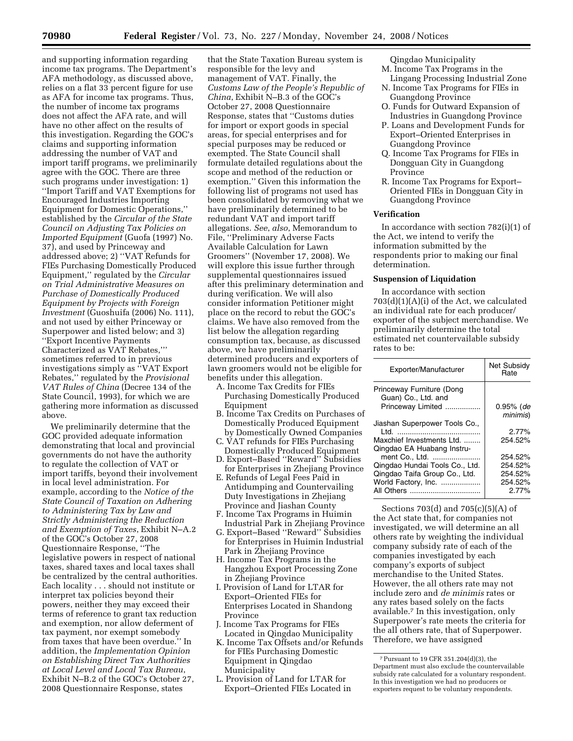and supporting information regarding income tax programs. The Department's AFA methodology, as discussed above, relies on a flat 33 percent figure for use as AFA for income tax programs. Thus, the number of income tax programs does not affect the AFA rate, and will have no other affect on the results of this investigation. Regarding the GOC's claims and supporting information addressing the number of VAT and import tariff programs, we preliminarily agree with the GOC. There are three such programs under investigation: 1) ''Import Tariff and VAT Exemptions for Encouraged Industries Importing Equipment for Domestic Operations,'' established by the *Circular of the State Council on Adjusting Tax Policies on Imported Equipment* (Guofa (1997) No. 37), and used by Princeway and addressed above; 2) ''VAT Refunds for FIEs Purchasing Domestically Produced Equipment,'' regulated by the *Circular on Trial Administrative Measures on Purchase of Domestically Produced Equipment by Projects with Foreign Investment* (Guoshuifa (2006) No. 111), and not used by either Princeway or Superpower and listed below; and 3) ''Export Incentive Payments Characterized as VAT Rebates,''' sometimes referred to in previous investigations simply as ''VAT Export Rebates,'' regulated by the *Provisional VAT Rules of China* (Decree 134 of the State Council, 1993), for which we are gathering more information as discussed above.

We preliminarily determine that the GOC provided adequate information demonstrating that local and provincial governments do not have the authority to regulate the collection of VAT or import tariffs, beyond their involvement in local level administration. For example, according to the *Notice of the State Council of Taxation on Adhering to Administering Tax by Law and Strictly Administering the Reduction and Exemption of Taxes*, Exhibit N–A.2 of the GOC's October 27, 2008 Questionnaire Response, ''The legislative powers in respect of national taxes, shared taxes and local taxes shall be centralized by the central authorities. Each locality . . . should not institute or interpret tax policies beyond their powers, neither they may exceed their terms of reference to grant tax reduction and exemption, nor allow deferment of tax payment, nor exempt somebody from taxes that have been overdue.'' In addition, the *Implementation Opinion on Establishing Direct Tax Authorities at Local Level and Local Tax Bureau*, Exhibit N–B.2 of the GOC's October 27, 2008 Questionnaire Response, states that the State Taxation Bureau system is responsible for the levy and management of VAT. Finally, the *Customs Law of the People's Republic of China*, Exhibit N–B.3 of the GOC's October 27, 2008 Questionnaire Response, states that ''Customs duties for import or export goods in special areas, for special enterprises and for special purposes may be reduced or exempted. The State Council shall formulate detailed regulations about the scope and method of the reduction or exemption.'' Given this information the following list of programs not used has been consolidated by removing what we have preliminarily determined to be redundant VAT and import tariff allegations. *See*, *also*, Memorandum to File, ''Preliminary Adverse Facts Available Calculation for Lawn Groomers'' (November 17, 2008). We will explore this issue further through supplemental questionnaires issued after this preliminary determination and during verification. We will also consider information Petitioner might place on the record to rebut the GOC's claims. We have also removed from the list below the allegation regarding consumption tax, because, as discussed above, we have preliminarily determined producers and exporters of lawn groomers would not be eligible for benefits under this allegation.

A. Income Tax Credits for FIEs Purchasing Domestically Produced Equipment
B. Income Tax Credits on Purchases of Domestically Produced Equipment by Domestically Owned Companies
C. VAT refunds for FIEs Purchasing Domestically Produced Equipment
D. Export–Based ''Reward'' Subsidies for Enterprises in Zhejiang Province
E. Refunds of Legal Fees Paid in Antidumping and Countervailing Duty Investigations in Zhejiang Province and Jiashan County
F. Income Tax Programs in Huimin Industrial Park in Zhejiang Province
G. Export–Based ''Reward'' Subsidies for Enterprises in Huimin Industrial Park in Zhejiang Province
H. Income Tax Programs in the Hangzhou Export Processing Zone in Zhejiang Province
I. Provision of Land for LTAR for Export–Oriented FIEs for Enterprises Located in Shandong Province
J. Income Tax Programs for FIEs Located in Qingdao Municipality
K. Income Tax Offsets and/or Refunds for FIEs Purchasing Domestic Equipment in Qingdao Municipality
L. Provision of Land for LTAR for Export–Oriented FIEs Located in Qingdao Municipality
M. Income Tax Programs in the Lingang Processing Industrial Zone
N. Income Tax Programs for FIEs in Guangdong Province
O. Funds for Outward Expansion of Industries in Guangdong Province
P. Loans and Development Funds for Export–Oriented Enterprises in Guangdong Province
Q. Income Tax Programs for FIEs in Dongguan City in Guangdong Province
R. Income Tax Programs for Export–Oriented FIEs in Dongguan City in Guangdong Province

## Verification

In accordance with section 782(i)(1) of the Act, we intend to verify the information submitted by the respondents prior to making our final determination.

## Suspension of Liquidation

In accordance with section 703(d)(1)(A)(i) of the Act, we calculated an individual rate for each producer/exporter of the subject merchandise. We preliminarily determine the total estimated net countervailable subsidy rates to be:

| Exporter/Manufacturer | Net Subsidy Rate |
|---|---|
| Princeway Furniture (Dong Guan) Co., Ltd. and Princeway Limited | 0.95% (*de minimis*) |
| Jiashan Superpower Tools Co., Ltd. | 2.77% |
| Maxchief Investments Ltd. | 254.52% |
| Qingdao EA Huabang Instrument Co., Ltd. | 254.52% |
| Qingdao Hundai Tools Co., Ltd. | 254.52% |
| Qingdao Taifa Group Co., Ltd. | 254.52% |
| World Factory, Inc. | 254.52% |
| All Others | 2.77% |

Sections 703(d) and 705(c)(5)(A) of the Act state that, for companies not investigated, we will determine an all others rate by weighting the individual company subsidy rate of each of the companies investigated by each company's exports of subject merchandise to the United States. However, the all others rate may not include zero and *de minimis* rates or any rates based solely on the facts available.[7] In this investigation, only Superpower's rate meets the criteria for the all others rate, that of Superpower. Therefore, we have assigned

[7] Pursuant to 19 CFR 351.204(d)(3), the Department must also exclude the countervailable subsidy rate calculated for a voluntary respondent. In this investigation we had no producers or exporters request to be voluntary respondents.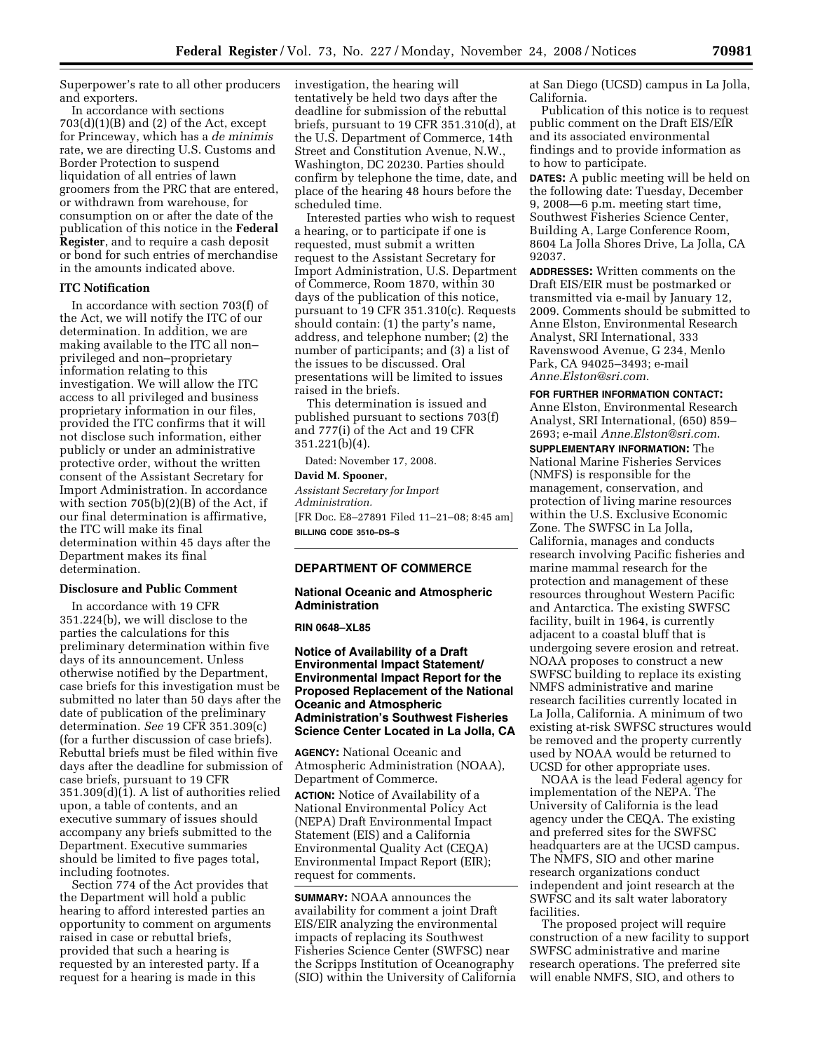Superpower's rate to all other producers and exporters.

In accordance with sections 703(d)(1)(B) and (2) of the Act, except for Princeway, which has a *de minimis* rate, we are directing U.S. Customs and Border Protection to suspend liquidation of all entries of lawn groomers from the PRC that are entered, or withdrawn from warehouse, for consumption on or after the date of the publication of this notice in the **Federal Register**, and to require a cash deposit or bond for such entries of merchandise in the amounts indicated above.

## ITC Notification

In accordance with section 703(f) of the Act, we will notify the ITC of our determination. In addition, we are making available to the ITC all non–privileged and non–proprietary information relating to this investigation. We will allow the ITC access to all privileged and business proprietary information in our files, provided the ITC confirms that it will not disclose such information, either publicly or under an administrative protective order, without the written consent of the Assistant Secretary for Import Administration. In accordance with section 705(b)(2)(B) of the Act, if our final determination is affirmative, the ITC will make its final determination within 45 days after the Department makes its final determination.

## Disclosure and Public Comment

In accordance with 19 CFR 351.224(b), we will disclose to the parties the calculations for this preliminary determination within five days of its announcement. Unless otherwise notified by the Department, case briefs for this investigation must be submitted no later than 50 days after the date of publication of the preliminary determination. *See* 19 CFR 351.309(c) (for a further discussion of case briefs). Rebuttal briefs must be filed within five days after the deadline for submission of case briefs, pursuant to 19 CFR 351.309(d)(1). A list of authorities relied upon, a table of contents, and an executive summary of issues should accompany any briefs submitted to the Department. Executive summaries should be limited to five pages total, including footnotes.

Section 774 of the Act provides that the Department will hold a public hearing to afford interested parties an opportunity to comment on arguments raised in case or rebuttal briefs, provided that such a hearing is requested by an interested party. If a request for a hearing is made in this investigation, the hearing will tentatively be held two days after the deadline for submission of the rebuttal briefs, pursuant to 19 CFR 351.310(d), at the U.S. Department of Commerce, 14th Street and Constitution Avenue, N.W., Washington, DC 20230. Parties should confirm by telephone the time, date, and place of the hearing 48 hours before the scheduled time.

Interested parties who wish to request a hearing, or to participate if one is requested, must submit a written request to the Assistant Secretary for Import Administration, U.S. Department of Commerce, Room 1870, within 30 days of the publication of this notice, pursuant to 19 CFR 351.310(c). Requests should contain: (1) the party's name, address, and telephone number; (2) the number of participants; and (3) a list of the issues to be discussed. Oral presentations will be limited to issues raised in the briefs.

This determination is issued and published pursuant to sections 703(f) and 777(i) of the Act and 19 CFR 351.221(b)(4).

Dated: November 17, 2008.

**David M. Spooner,**

*Assistant Secretary for Import Administration.*

[FR Doc. E8–27891 Filed 11–21–08; 8:45 am]

**BILLING CODE 3510–DS–S**

## DEPARTMENT OF COMMERCE

### National Oceanic and Atmospheric Administration

**RIN 0648–XL85**

### Notice of Availability of a Draft Environmental Impact Statement/ Environmental Impact Report for the Proposed Replacement of the National Oceanic and Atmospheric Administration's Southwest Fisheries Science Center Located in La Jolla, CA

**AGENCY:** National Oceanic and Atmospheric Administration (NOAA), Department of Commerce.

**ACTION:** Notice of Availability of a National Environmental Policy Act (NEPA) Draft Environmental Impact Statement (EIS) and a California Environmental Quality Act (CEQA) Environmental Impact Report (EIR); request for comments.

**SUMMARY:** NOAA announces the availability for comment a joint Draft EIS/EIR analyzing the environmental impacts of replacing its Southwest Fisheries Science Center (SWFSC) near the Scripps Institution of Oceanography (SIO) within the University of California at San Diego (UCSD) campus in La Jolla, California.

Publication of this notice is to request public comment on the Draft EIS/EIR and its associated environmental findings and to provide information as to how to participate.

**DATES:** A public meeting will be held on the following date: Tuesday, December 9, 2008—6 p.m. meeting start time, Southwest Fisheries Science Center, Building A, Large Conference Room, 8604 La Jolla Shores Drive, La Jolla, CA 92037.

**ADDRESSES:** Written comments on the Draft EIS/EIR must be postmarked or transmitted via e-mail by January 12, 2009. Comments should be submitted to Anne Elston, Environmental Research Analyst, SRI International, 333 Ravenswood Avenue, G 234, Menlo Park, CA 94025–3493; e-mail *Anne.Elston@sri.com*.

**FOR FURTHER INFORMATION CONTACT:** Anne Elston, Environmental Research Analyst, SRI International, (650) 859–2693; e-mail *Anne.Elston@sri.com*.

**SUPPLEMENTARY INFORMATION:** The National Marine Fisheries Services (NMFS) is responsible for the management, conservation, and protection of living marine resources within the U.S. Exclusive Economic Zone. The SWFSC in La Jolla, California, manages and conducts research involving Pacific fisheries and marine mammal research for the protection and management of these resources throughout Western Pacific and Antarctica. The existing SWFSC facility, built in 1964, is currently adjacent to a coastal bluff that is undergoing severe erosion and retreat. NOAA proposes to construct a new SWFSC building to replace its existing NMFS administrative and marine research facilities currently located in La Jolla, California. A minimum of two existing at-risk SWFSC structures would be removed and the property currently used by NOAA would be returned to UCSD for other appropriate uses.

NOAA is the lead Federal agency for implementation of the NEPA. The University of California is the lead agency under the CEQA. The existing and preferred sites for the SWFSC headquarters are at the UCSD campus. The NMFS, SIO and other marine research organizations conduct independent and joint research at the SWFSC and its salt water laboratory facilities.

The proposed project will require construction of a new facility to support SWFSC administrative and marine research operations. The preferred site will enable NMFS, SIO, and others to